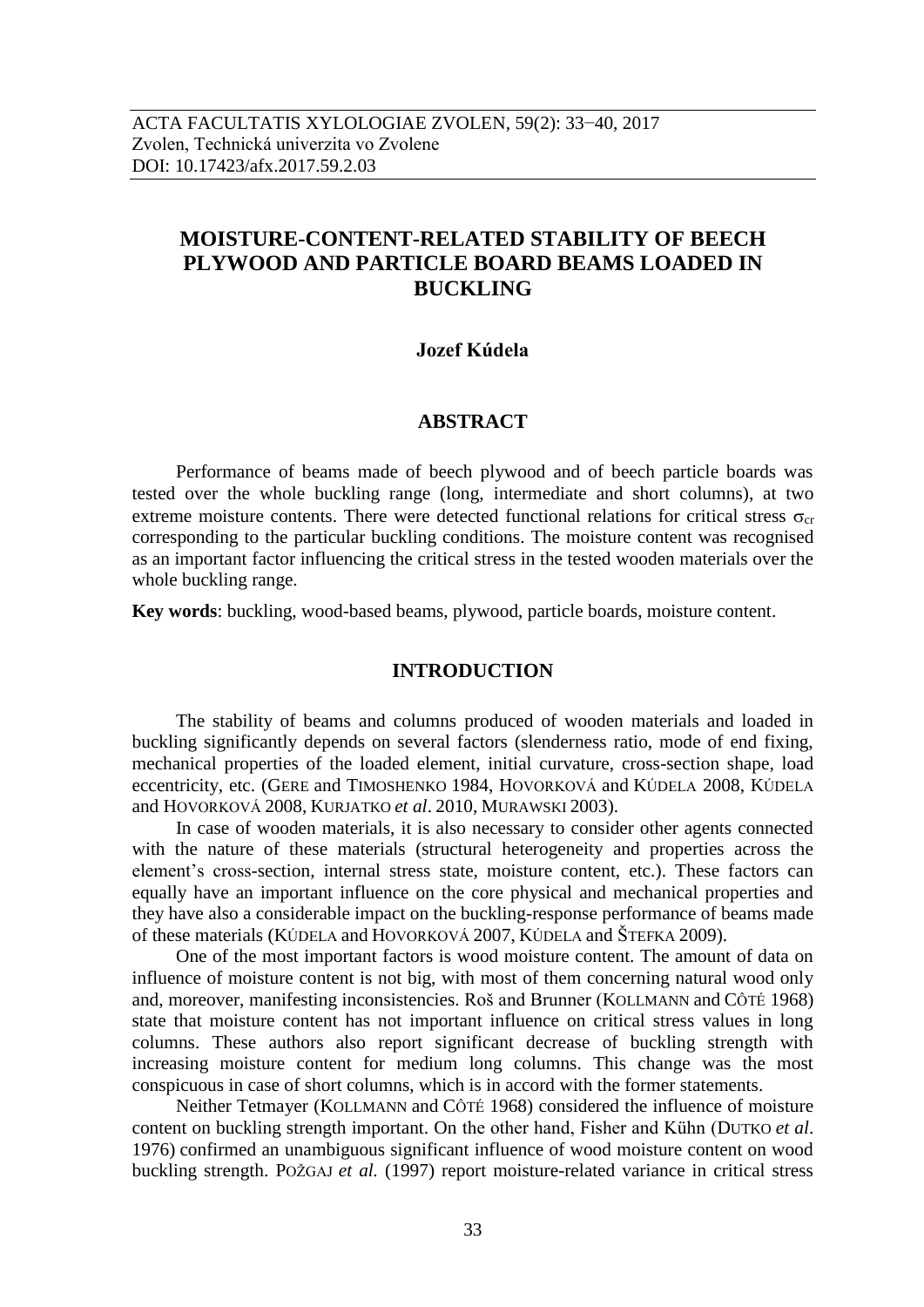ACTA FACULTATIS XYLOLOGIAE ZVOLEN, 59(2): 33−40, 2017
Zvolen, Technická univerzita vo Zvolene
DOI: 10.17423/afx.2017.59.2.03

# MOISTURE-CONTENT-RELATED STABILITY OF BEECH PLYWOOD AND PARTICLE BOARD BEAMS LOADED IN BUCKLING

**Jozef Kúdela**

## ABSTRACT

Performance of beams made of beech plywood and of beech particle boards was tested over the whole buckling range (long, intermediate and short columns), at two extreme moisture contents. There were detected functional relations for critical stress $\sigma_{cr}$ corresponding to the particular buckling conditions. The moisture content was recognised as an important factor influencing the critical stress in the tested wooden materials over the whole buckling range.

**Key words**: buckling, wood-based beams, plywood, particle boards, moisture content.

## INTRODUCTION

The stability of beams and columns produced of wooden materials and loaded in buckling significantly depends on several factors (slenderness ratio, mode of end fixing, mechanical properties of the loaded element, initial curvature, cross-section shape, load eccentricity, etc. (GERE and TIMOSHENKO 1984, HOVORKOVÁ and KÚDELA 2008, KÚDELA and HOVORKOVÁ 2008, KURJATKO *et al*. 2010, MURAWSKI 2003).

In case of wooden materials, it is also necessary to consider other agents connected with the nature of these materials (structural heterogeneity and properties across the element's cross-section, internal stress state, moisture content, etc.). These factors can equally have an important influence on the core physical and mechanical properties and they have also a considerable impact on the buckling-response performance of beams made of these materials (KÚDELA and HOVORKOVÁ 2007, KÚDELA and ŠTEFKA 2009).

One of the most important factors is wood moisture content. The amount of data on influence of moisture content is not big, with most of them concerning natural wood only and, moreover, manifesting inconsistencies. Roš and Brunner (KOLLMANN and CÔTÉ 1968) state that moisture content has not important influence on critical stress values in long columns. These authors also report significant decrease of buckling strength with increasing moisture content for medium long columns. This change was the most conspicuous in case of short columns, which is in accord with the former statements.

Neither Tetmayer (KOLLMANN and CÔTÉ 1968) considered the influence of moisture content on buckling strength important. On the other hand, Fisher and Kühn (DUTKO *et al*. 1976) confirmed an unambiguous significant influence of wood moisture content on wood buckling strength. POŽGAJ *et al.* (1997) report moisture-related variance in critical stress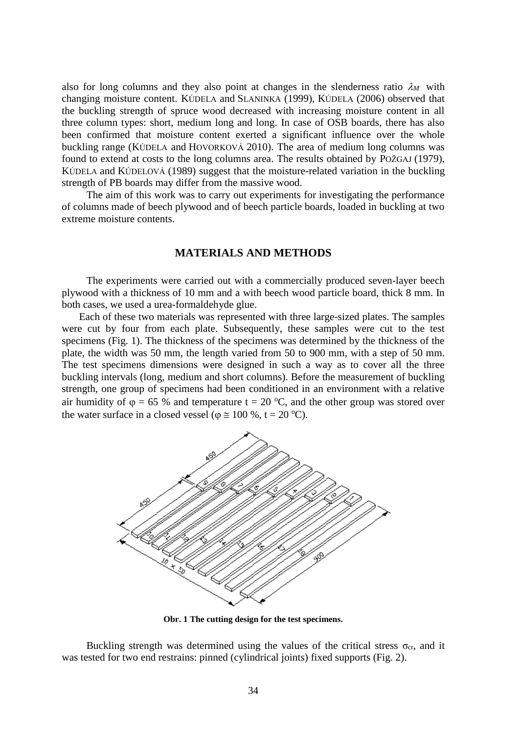also for long columns and they also point at changes in the slenderness ratio $\lambda_M$ with changing moisture content. KÚDELA and SLANINKA (1999), KÚDELA (2006) observed that the buckling strength of spruce wood decreased with increasing moisture content in all three column types: short, medium long and long. In case of OSB boards, there has also been confirmed that moisture content exerted a significant influence over the whole buckling range (KÚDELA and HOVORKOVÁ 2010). The area of medium long columns was found to extend at costs to the long columns area. The results obtained by POŽGAJ (1979), KÚDELA and KÚDELOVÁ (1989) suggest that the moisture-related variation in the buckling strength of PB boards may differ from the massive wood.

The aim of this work was to carry out experiments for investigating the performance of columns made of beech plywood and of beech particle boards, loaded in buckling at two extreme moisture contents.

## MATERIALS AND METHODS

The experiments were carried out with a commercially produced seven-layer beech plywood with a thickness of 10 mm and a with beech wood particle board, thick 8 mm. In both cases, we used a urea-formaldehyde glue.

Each of these two materials was represented with three large-sized plates. The samples were cut by four from each plate. Subsequently, these samples were cut to the test specimens (Fig. 1). The thickness of the specimens was determined by the thickness of the plate, the width was 50 mm, the length varied from 50 to 900 mm, with a step of 50 mm. The test specimens dimensions were designed in such a way as to cover all the three buckling intervals (long, medium and short columns). Before the measurement of buckling strength, one group of specimens had been conditioned in an environment with a relative air humidity of $\varphi$ = 65 % and temperature t = 20 °C, and the other group was stored over the water surface in a closed vessel ($\varphi \cong$ 100 %, t = 20 °C).

**Obr. 1 The cutting design for the test specimens.**

Buckling strength was determined using the values of the critical stress $\sigma_{cr}$, and it was tested for two end restrains: pinned (cylindrical joints) fixed supports (Fig. 2).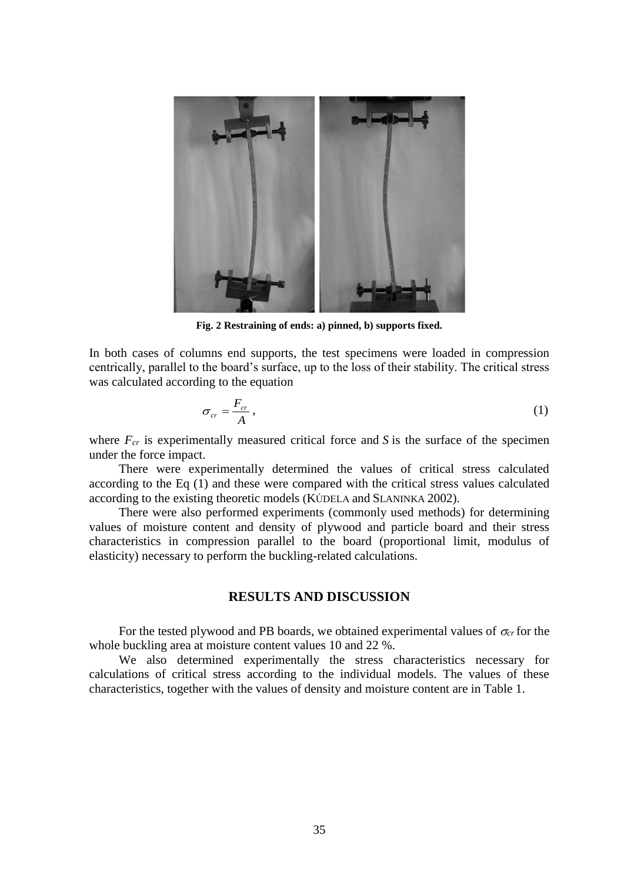**Fig. 2 Restraining of ends: a) pinned, b) supports fixed.**

In both cases of columns end supports, the test specimens were loaded in compression centrically, parallel to the board's surface, up to the loss of their stability. The critical stress was calculated according to the equation

$$\sigma_{cr} = \frac{F_{cr}}{A}, \tag{1}$$

where $F_{cr}$ is experimentally measured critical force and $S$ is the surface of the specimen under the force impact.

There were experimentally determined the values of critical stress calculated according to the Eq (1) and these were compared with the critical stress values calculated according to the existing theoretic models (KÚDELA and SLANINKA 2002).

There were also performed experiments (commonly used methods) for determining values of moisture content and density of plywood and particle board and their stress characteristics in compression parallel to the board (proportional limit, modulus of elasticity) necessary to perform the buckling-related calculations.

## RESULTS AND DISCUSSION

For the tested plywood and PB boards, we obtained experimental values of $\sigma_{cr}$ for the whole buckling area at moisture content values 10 and 22 %.

We also determined experimentally the stress characteristics necessary for calculations of critical stress according to the individual models. The values of these characteristics, together with the values of density and moisture content are in Table 1.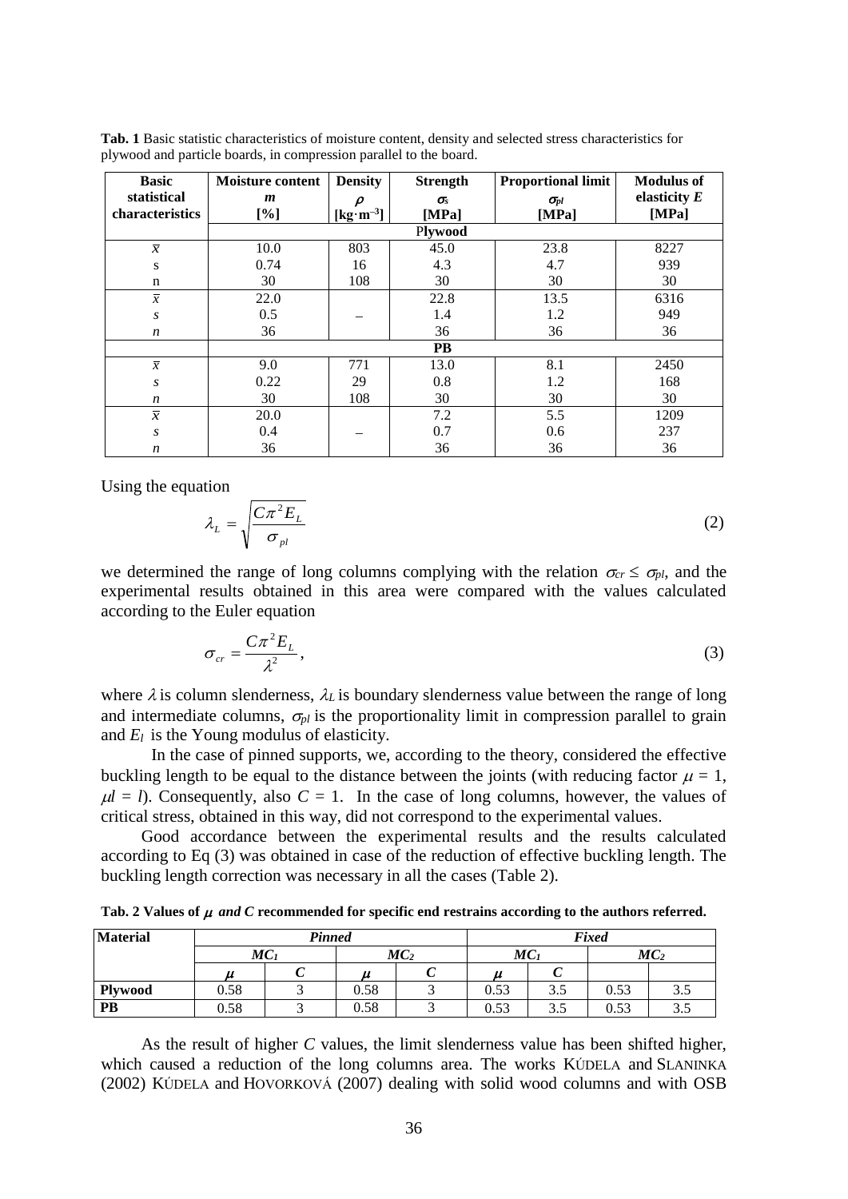**Tab. 1** Basic statistic characteristics of moisture content, density and selected stress characteristics for plywood and particle boards, in compression parallel to the board.

| Basic statistical characteristics | Moisture content $m$ [%] | Density $\rho$ [kg·m$^{-3}$] | Strength $\sigma_s$ [MPa] | Proportional limit $\sigma_{pl}$ [MPa] | Modulus of elasticity $E$ [MPa] |
|---|---|---|---|---|---|
| | | | Plywood | | |
| $\bar{x}$ | 10.0 | 803 | 45.0 | 23.8 | 8227 |
| s | 0.74 | 16 | 4.3 | 4.7 | 939 |
| n | 30 | 108 | 30 | 30 | 30 |
| $\bar{x}$ | 22.0 | | 22.8 | 13.5 | 6316 |
| $s$ | 0.5 | – | 1.4 | 1.2 | 949 |
| $n$ | 36 | | 36 | 36 | 36 |
| | | | **PB** | | |
| $\bar{x}$ | 9.0 | 771 | 13.0 | 8.1 | 2450 |
| $s$ | 0.22 | 29 | 0.8 | 1.2 | 168 |
| $n$ | 30 | 108 | 30 | 30 | 30 |
| $\bar{x}$ | 20.0 | | 7.2 | 5.5 | 1209 |
| $s$ | 0.4 | – | 0.7 | 0.6 | 237 |
| $n$ | 36 | | 36 | 36 | 36 |

Using the equation

$$\lambda_L = \sqrt{\frac{C\pi^2 E_L}{\sigma_{pl}}} \tag{2}$$

we determined the range of long columns complying with the relation $\sigma_{cr} \leq \sigma_{pl}$, and the experimental results obtained in this area were compared with the values calculated according to the Euler equation

$$\sigma_{cr} = \frac{C\pi^2 E_L}{\lambda^2}, \tag{3}$$

where $\lambda$ is column slenderness, $\lambda_L$ is boundary slenderness value between the range of long and intermediate columns, $\sigma_{pl}$ is the proportionality limit in compression parallel to grain and $E_l$ is the Young modulus of elasticity.

In the case of pinned supports, we, according to the theory, considered the effective buckling length to be equal to the distance between the joints (with reducing factor $\mu = 1$, $\mu l = l$). Consequently, also $C = 1$. In the case of long columns, however, the values of critical stress, obtained in this way, did not correspond to the experimental values.

Good accordance between the experimental results and the results calculated according to Eq (3) was obtained in case of the reduction of effective buckling length. The buckling length correction was necessary in all the cases (Table 2).

**Tab. 2 Values of $\mu$ *and C* recommended for specific end restrains according to the authors referred.**

| Material | *Pinned* | | | | *Fixed* | | | |
|---|---|---|---|---|---|---|---|---|
| | $MC_1$ | | $MC_2$ | | $MC_1$ | | $MC_2$ | |
| | $\mu$ | $C$ | $\mu$ | $C$ | $\mu$ | $C$ | | |
| **Plywood** | 0.58 | 3 | 0.58 | 3 | 0.53 | 3.5 | 0.53 | 3.5 |
| **PB** | 0.58 | 3 | 0.58 | 3 | 0.53 | 3.5 | 0.53 | 3.5 |

As the result of higher $C$ values, the limit slenderness value has been shifted higher, which caused a reduction of the long columns area. The works KÚDELA and SLANINKA (2002) KÚDELA and HOVORKOVÁ (2007) dealing with solid wood columns and with OSB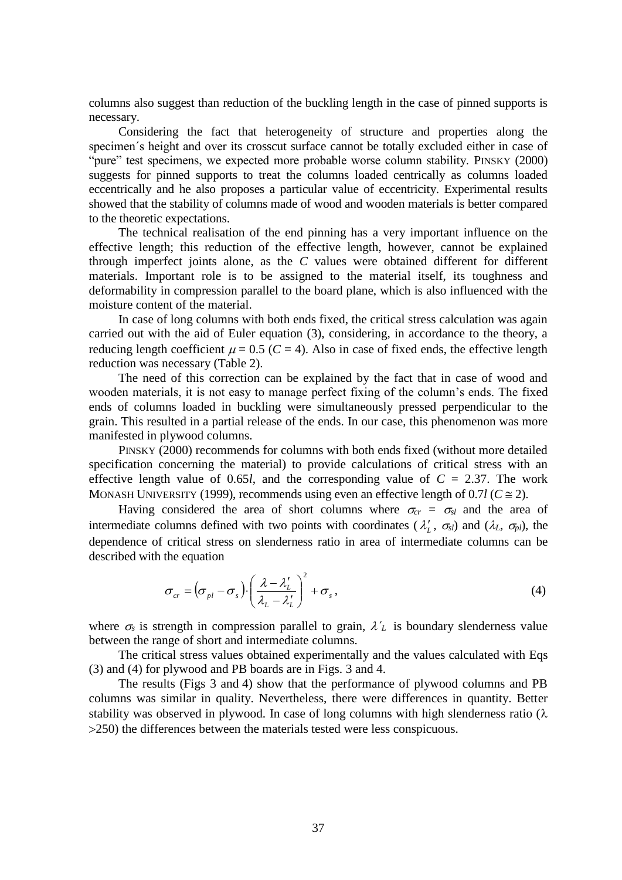columns also suggest than reduction of the buckling length in the case of pinned supports is necessary.

Considering the fact that heterogeneity of structure and properties along the specimen´s height and over its crosscut surface cannot be totally excluded either in case of "pure" test specimens, we expected more probable worse column stability. PINSKY (2000) suggests for pinned supports to treat the columns loaded centrically as columns loaded eccentrically and he also proposes a particular value of eccentricity. Experimental results showed that the stability of columns made of wood and wooden materials is better compared to the theoretic expectations.

The technical realisation of the end pinning has a very important influence on the effective length; this reduction of the effective length, however, cannot be explained through imperfect joints alone, as the $C$ values were obtained different for different materials. Important role is to be assigned to the material itself, its toughness and deformability in compression parallel to the board plane, which is also influenced with the moisture content of the material.

In case of long columns with both ends fixed, the critical stress calculation was again carried out with the aid of Euler equation (3), considering, in accordance to the theory, a reducing length coefficient $\mu = 0.5$ ($C = 4$). Also in case of fixed ends, the effective length reduction was necessary (Table 2).

The need of this correction can be explained by the fact that in case of wood and wooden materials, it is not easy to manage perfect fixing of the column's ends. The fixed ends of columns loaded in buckling were simultaneously pressed perpendicular to the grain. This resulted in a partial release of the ends. In our case, this phenomenon was more manifested in plywood columns.

PINSKY (2000) recommends for columns with both ends fixed (without more detailed specification concerning the material) to provide calculations of critical stress with an effective length value of $0.65l$, and the corresponding value of $C = 2.37$. The work MONASH UNIVERSITY (1999), recommends using even an effective length of $0.7l$ ($C \cong 2$).

Having considered the area of short columns where $\sigma_{cr} = \sigma_{sl}$ and the area of intermediate columns defined with two points with coordinates ($\lambda'_L$, $\sigma_{sl}$) and ($\lambda_L$, $\sigma_{pl}$), the dependence of critical stress on slenderness ratio in area of intermediate columns can be described with the equation

$$\sigma_{cr} = \left(\sigma_{pl} - \sigma_s\right) \cdot \left(\frac{\lambda - \lambda'_L}{\lambda_L - \lambda'_L}\right)^2 + \sigma_s\,, \tag{4}$$

where $\sigma_s$ is strength in compression parallel to grain, $\lambda'_L$ is boundary slenderness value between the range of short and intermediate columns.

The critical stress values obtained experimentally and the values calculated with Eqs (3) and (4) for plywood and PB boards are in Figs. 3 and 4.

The results (Figs 3 and 4) show that the performance of plywood columns and PB columns was similar in quality. Nevertheless, there were differences in quantity. Better stability was observed in plywood. In case of long columns with high slenderness ratio ($\lambda$ >250) the differences between the materials tested were less conspicuous.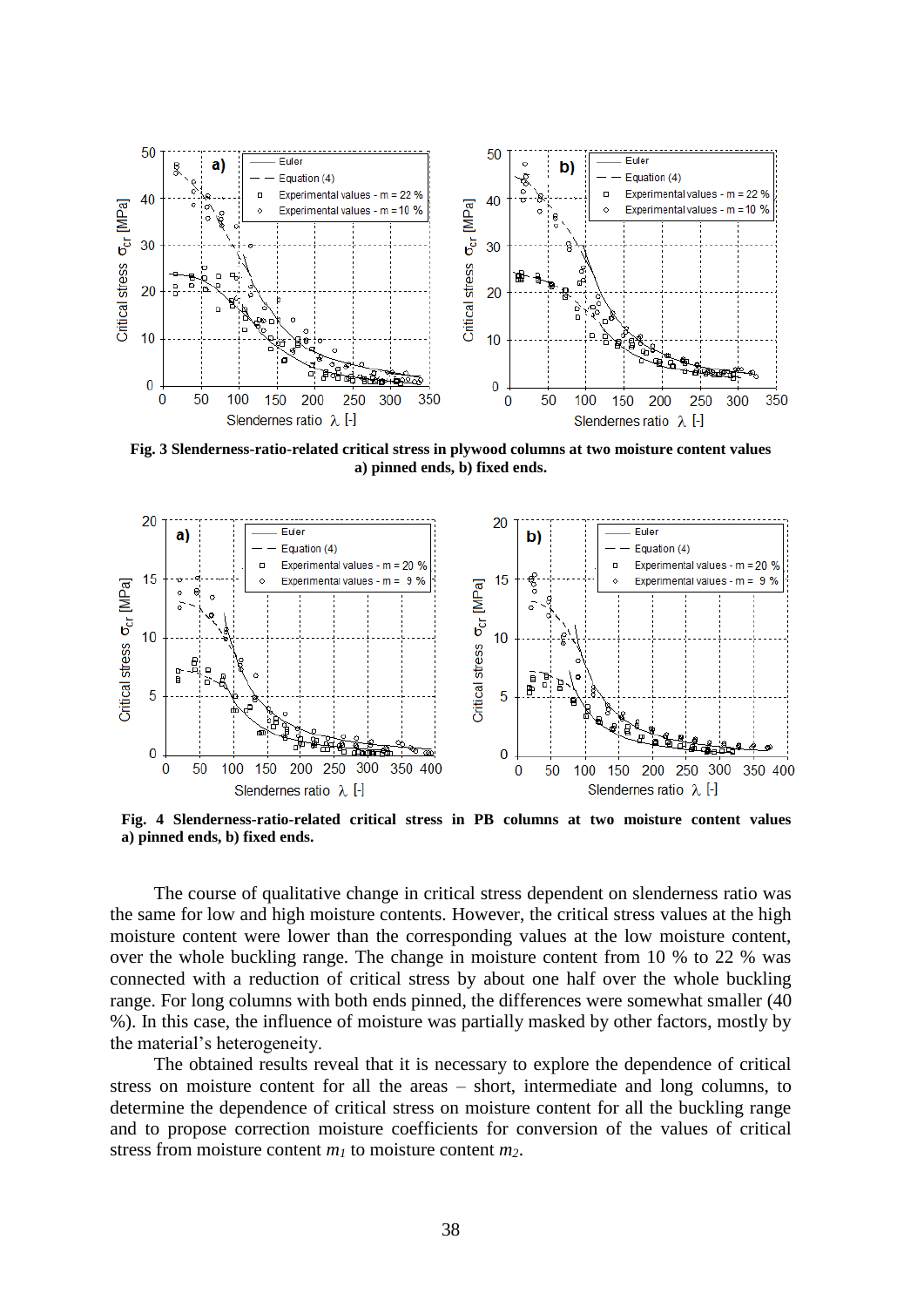**Fig. 3 Slenderness-ratio-related critical stress in plywood columns at two moisture content values a) pinned ends, b) fixed ends.**

**Fig. 4 Slenderness-ratio-related critical stress in PB columns at two moisture content values a) pinned ends, b) fixed ends.**

The course of qualitative change in critical stress dependent on slenderness ratio was the same for low and high moisture contents. However, the critical stress values at the high moisture content were lower than the corresponding values at the low moisture content, over the whole buckling range. The change in moisture content from 10 % to 22 % was connected with a reduction of critical stress by about one half over the whole buckling range. For long columns with both ends pinned, the differences were somewhat smaller (40 %). In this case, the influence of moisture was partially masked by other factors, mostly by the material's heterogeneity.

The obtained results reveal that it is necessary to explore the dependence of critical stress on moisture content for all the areas – short, intermediate and long columns, to determine the dependence of critical stress on moisture content for all the buckling range and to propose correction moisture coefficients for conversion of the values of critical stress from moisture content $m_1$ to moisture content $m_2$.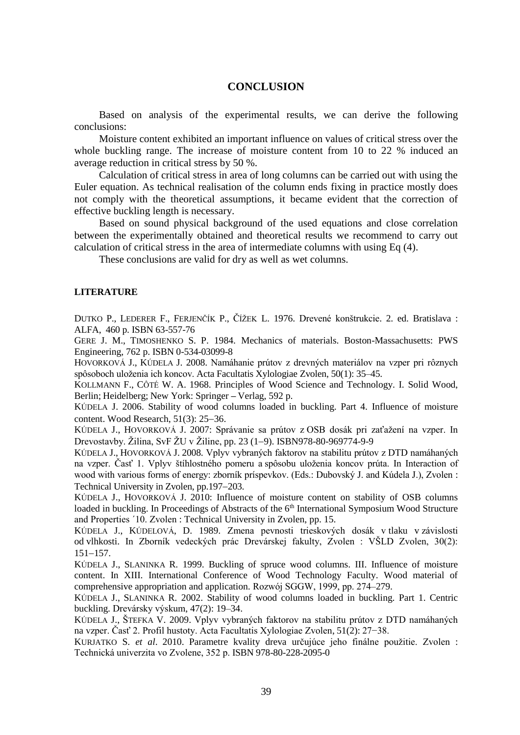## CONCLUSION

Based on analysis of the experimental results, we can derive the following conclusions:

Moisture content exhibited an important influence on values of critical stress over the whole buckling range. The increase of moisture content from 10 to 22 % induced an average reduction in critical stress by 50 %.

Calculation of critical stress in area of long columns can be carried out with using the Euler equation. As technical realisation of the column ends fixing in practice mostly does not comply with the theoretical assumptions, it became evident that the correction of effective buckling length is necessary.

Based on sound physical background of the used equations and close correlation between the experimentally obtained and theoretical results we recommend to carry out calculation of critical stress in the area of intermediate columns with using Eq (4).

These conclusions are valid for dry as well as wet columns.

### LITERATURE

DUTKO P., LEDERER F., FERJENČÍK P., ČÍŽEK L. 1976. Drevené konštrukcie. 2. ed. Bratislava : ALFA, 460 p. ISBN 63-557-76

GERE J. M., TIMOSHENKO S. P. 1984. Mechanics of materials. Boston-Massachusetts: PWS Engineering, 762 p. ISBN 0-534-03099-8

HOVORKOVÁ J., KÚDELA J. 2008. Namáhanie prútov z drevných materiálov na vzper pri rôznych spôsoboch uloženia ich koncov. Acta Facultatis Xylologiae Zvolen, 50(1): 35–45.

KOLLMANN F., CÔTÉ W. A. 1968. Principles of Wood Science and Technology. I. Solid Wood, Berlin; Heidelberg; New York: Springer – Verlag, 592 p.

KÚDELA J. 2006. Stability of wood columns loaded in buckling. Part 4. Influence of moisture content. Wood Research, 51(3): 25–36.

KÚDELA J., HOVORKOVÁ J. 2007: Správanie sa prútov z OSB dosák pri zaťažení na vzper. In Drevostavby. Žilina, SvF ŽU v Žiline, pp. 23 (1–9). ISBN978-80-969774-9-9

KÚDELA J., HOVORKOVÁ J. 2008. Vplyv vybraných faktorov na stabilitu prútov z DTD namáhaných na vzper. Časť 1. Vplyv štíhlostného pomeru a spôsobu uloženia koncov prúta. In Interaction of wood with various forms of energy: zborník príspevkov. (Eds.: Dubovský J. and Kúdela J.), Zvolen : Technical University in Zvolen, pp.197–203.

KÚDELA J., HOVORKOVÁ J. 2010: Influence of moisture content on stability of OSB columns loaded in buckling. In Proceedings of Abstracts of the 6th International Symposium Wood Structure and Properties ´10. Zvolen : Technical University in Zvolen, pp. 15.

KÚDELA J., KÚDELOVÁ, D. 1989. Zmena pevnosti trieskových dosák v tlaku v závislosti od vlhkosti. In Zborník vedeckých prác Drevárskej fakulty, Zvolen : VŠLD Zvolen, 30(2): 151–157.

KÚDELA J., SLANINKA R. 1999. Buckling of spruce wood columns. III. Influence of moisture content. In XIII. International Conference of Wood Technology Faculty. Wood material of comprehensive appropriation and application. Rozwój SGGW, 1999, pp. 274–279.

KÚDELA J., SLANINKA R. 2002. Stability of wood columns loaded in buckling. Part 1. Centric buckling. Drevársky výskum, 47(2): 19–34.

KÚDELA J., ŠTEFKA V. 2009. Vplyv vybraných faktorov na stabilitu prútov z DTD namáhaných na vzper. Časť 2. Profil hustoty. Acta Facultatis Xylologiae Zvolen, 51(2): 27−38.

KURJATKO S. *et al*. 2010. Parametre kvality dreva určujúce jeho finálne použitie. Zvolen : Technická univerzita vo Zvolene, 352 p. ISBN 978-80-228-2095-0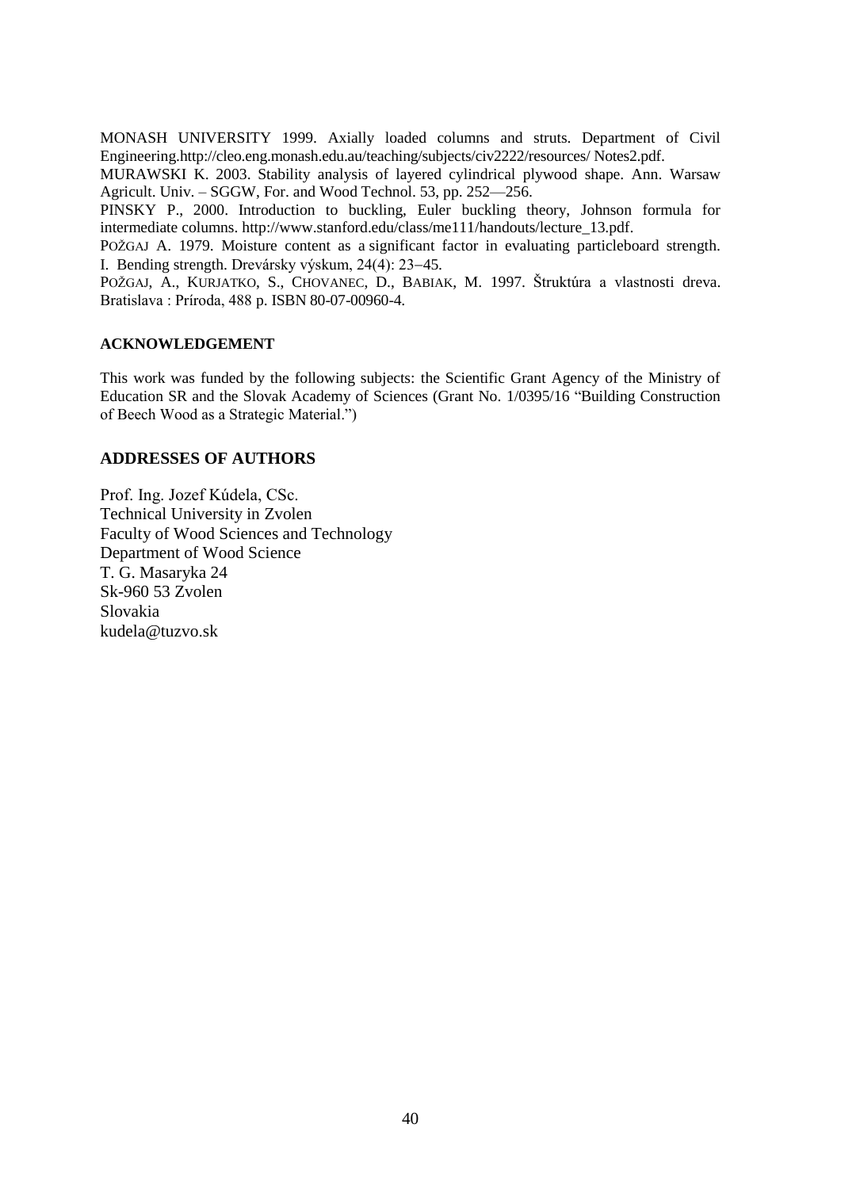MONASH UNIVERSITY 1999. Axially loaded columns and struts. Department of Civil Engineering.http://cleo.eng.monash.edu.au/teaching/subjects/civ2222/resources/ Notes2.pdf.

MURAWSKI K. 2003. Stability analysis of layered cylindrical plywood shape. Ann. Warsaw Agricult. Univ. – SGGW, For. and Wood Technol. 53, pp. 252—256.

PINSKY P., 2000. Introduction to buckling, Euler buckling theory, Johnson formula for intermediate columns. http://www.stanford.edu/class/me111/handouts/lecture_13.pdf.

POŽGAJ A. 1979. Moisture content as a significant factor in evaluating particleboard strength. I. Bending strength. Drevársky výskum, 24(4): 23–45.

POŽGAJ, A., KURJATKO, S., CHOVANEC, D., BABIAK, M. 1997. Štruktúra a vlastnosti dreva. Bratislava : Príroda, 488 p. ISBN 80-07-00960-4.

**ACKNOWLEDGEMENT**

This work was funded by the following subjects: the Scientific Grant Agency of the Ministry of Education SR and the Slovak Academy of Sciences (Grant No. 1/0395/16 "Building Construction of Beech Wood as a Strategic Material.")

## ADDRESSES OF AUTHORS

Prof. Ing. Jozef Kúdela, CSc.
Technical University in Zvolen
Faculty of Wood Sciences and Technology
Department of Wood Science
T. G. Masaryka 24
Sk-960 53 Zvolen
Slovakia
kudela@tuzvo.sk